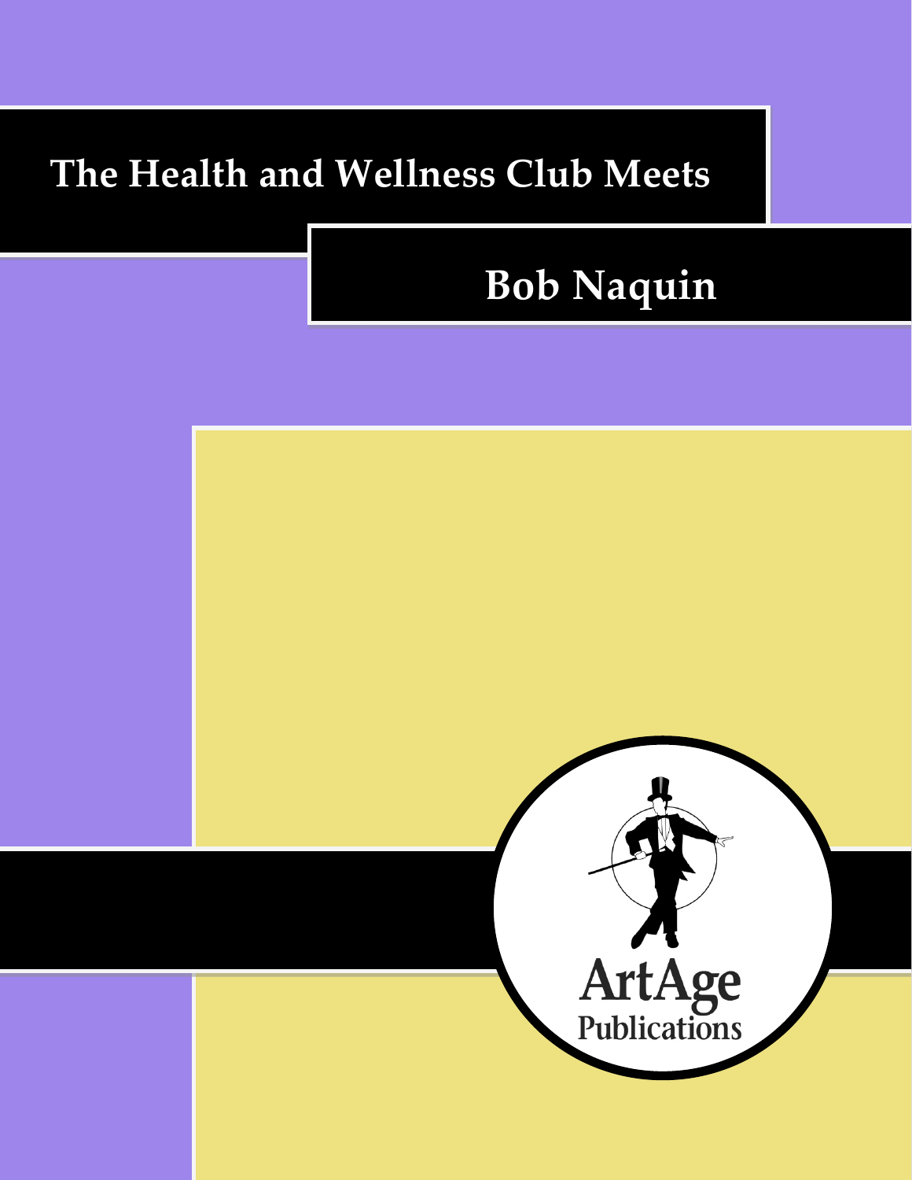# The Health and Wellness Club Meets

## Bob Naquin

ArtAge Publications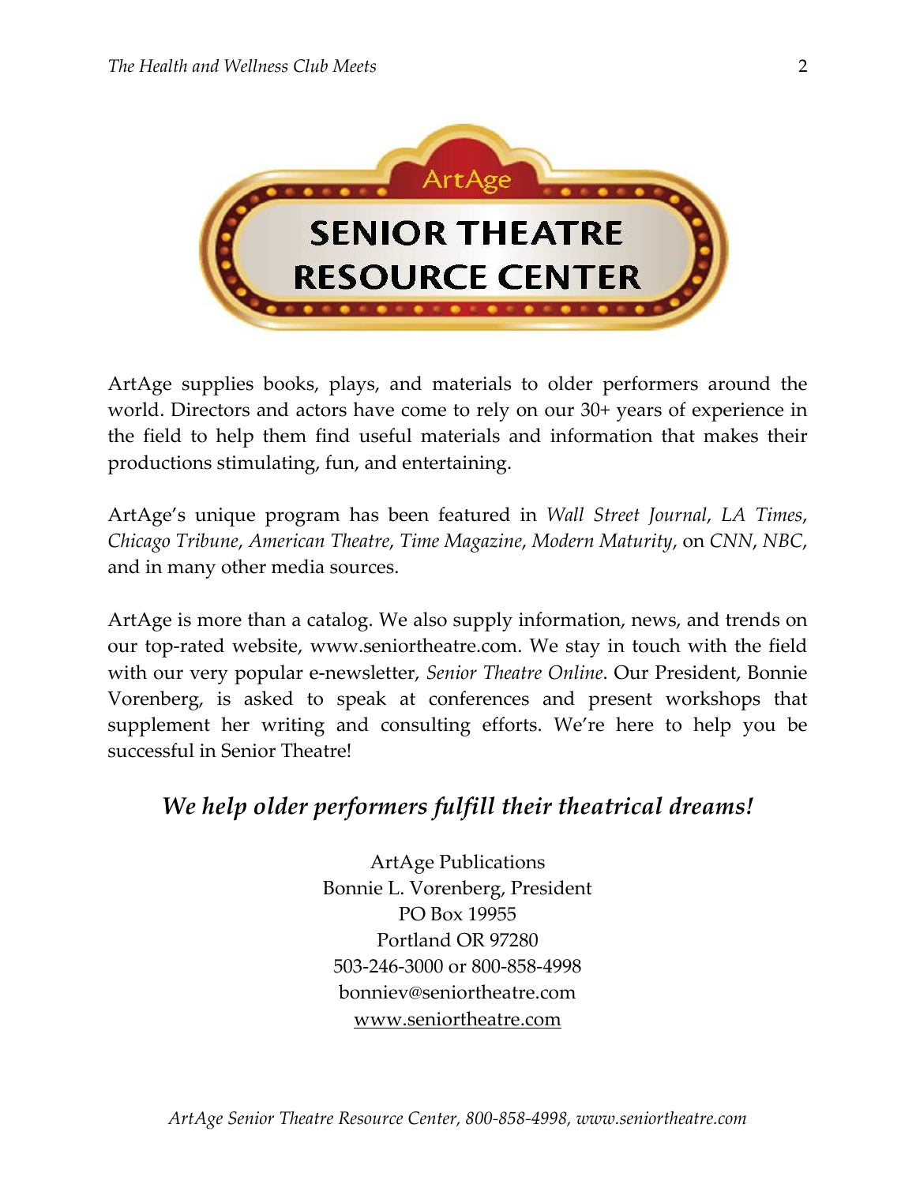ArtAge

# SENIOR THEATRE RESOURCE CENTER

ArtAge supplies books, plays, and materials to older performers around the world. Directors and actors have come to rely on our 30+ years of experience in the field to help them find useful materials and information that makes their productions stimulating, fun, and entertaining.

ArtAge's unique program has been featured in *Wall Street Journal*, *LA Times*, *Chicago Tribune*, *American Theatre*, *Time Magazine*, *Modern Maturity*, on *CNN*, *NBC*, and in many other media sources.

ArtAge is more than a catalog. We also supply information, news, and trends on our top-rated website, www.seniortheatre.com. We stay in touch with the field with our very popular e-newsletter, *Senior Theatre Online*. Our President, Bonnie Vorenberg, is asked to speak at conferences and present workshops that supplement her writing and consulting efforts. We're here to help you be successful in Senior Theatre!

### *We help older performers fulfill their theatrical dreams!*

ArtAge Publications
Bonnie L. Vorenberg, President
PO Box 19955
Portland OR 97280
503-246-3000 or 800-858-4998
bonniev@seniortheatre.com
www.seniortheatre.com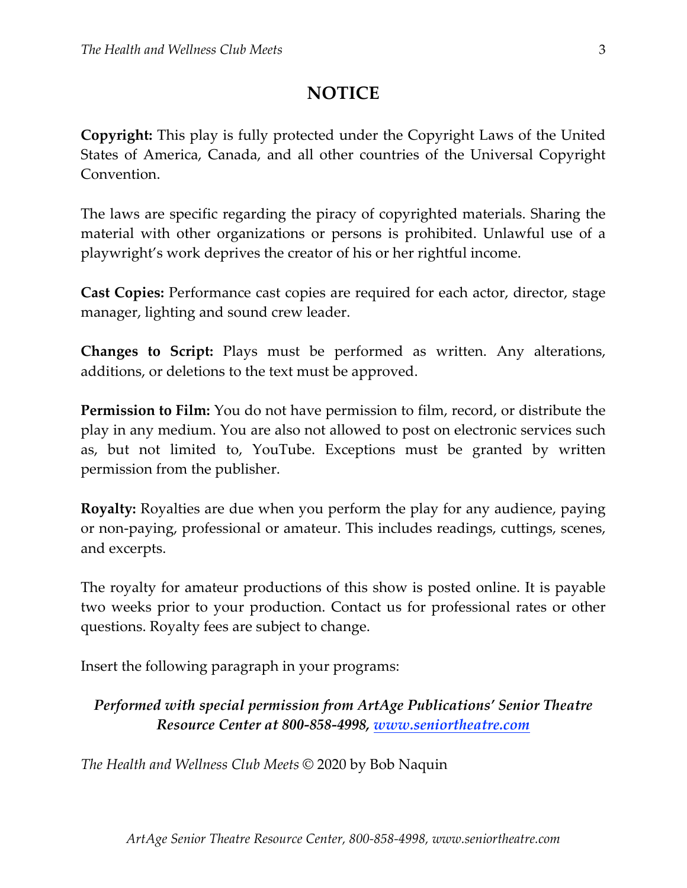# NOTICE

**Copyright:** This play is fully protected under the Copyright Laws of the United States of America, Canada, and all other countries of the Universal Copyright Convention.

The laws are specific regarding the piracy of copyrighted materials. Sharing the material with other organizations or persons is prohibited. Unlawful use of a playwright's work deprives the creator of his or her rightful income.

**Cast Copies:** Performance cast copies are required for each actor, director, stage manager, lighting and sound crew leader.

**Changes to Script:** Plays must be performed as written. Any alterations, additions, or deletions to the text must be approved.

**Permission to Film:** You do not have permission to film, record, or distribute the play in any medium. You are also not allowed to post on electronic services such as, but not limited to, YouTube. Exceptions must be granted by written permission from the publisher.

**Royalty:** Royalties are due when you perform the play for any audience, paying or non-paying, professional or amateur. This includes readings, cuttings, scenes, and excerpts.

The royalty for amateur productions of this show is posted online. It is payable two weeks prior to your production. Contact us for professional rates or other questions. Royalty fees are subject to change.

Insert the following paragraph in your programs:

***Performed with special permission from ArtAge Publications' Senior Theatre Resource Center at 800-858-4998, [www.seniortheatre.com](http://www.seniortheatre.com)***

*The Health and Wellness Club Meets* © 2020 by Bob Naquin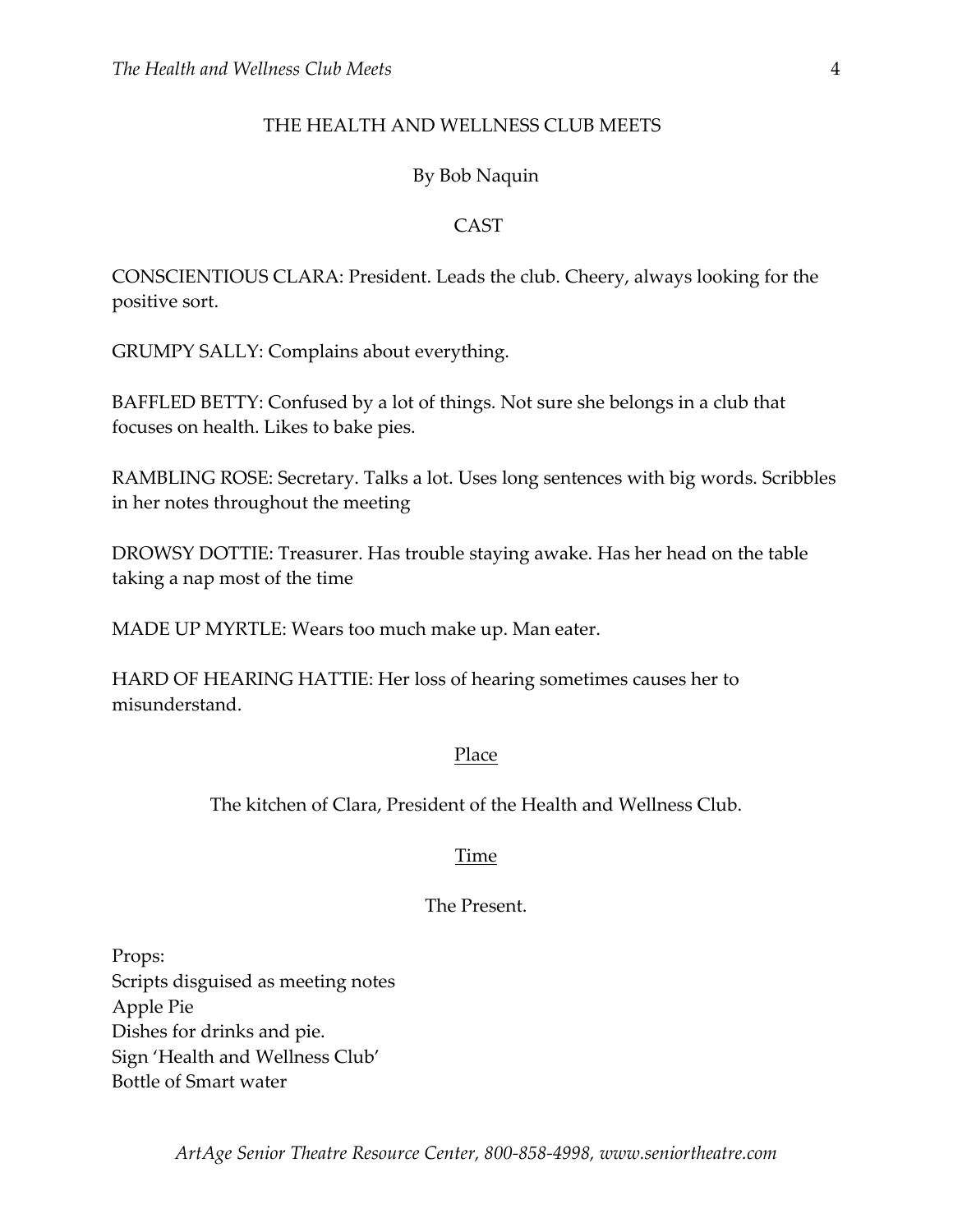# THE HEALTH AND WELLNESS CLUB MEETS

By Bob Naquin

## CAST

CONSCIENTIOUS CLARA: President. Leads the club. Cheery, always looking for the positive sort.

GRUMPY SALLY: Complains about everything.

BAFFLED BETTY: Confused by a lot of things. Not sure she belongs in a club that focuses on health. Likes to bake pies.

RAMBLING ROSE: Secretary. Talks a lot. Uses long sentences with big words. Scribbles in her notes throughout the meeting

DROWSY DOTTIE: Treasurer. Has trouble staying awake. Has her head on the table taking a nap most of the time

MADE UP MYRTLE: Wears too much make up. Man eater.

HARD OF HEARING HATTIE: Her loss of hearing sometimes causes her to misunderstand.

<u>Place</u>

The kitchen of Clara, President of the Health and Wellness Club.

<u>Time</u>

The Present.

Props:
Scripts disguised as meeting notes
Apple Pie
Dishes for drinks and pie.
Sign 'Health and Wellness Club'
Bottle of Smart water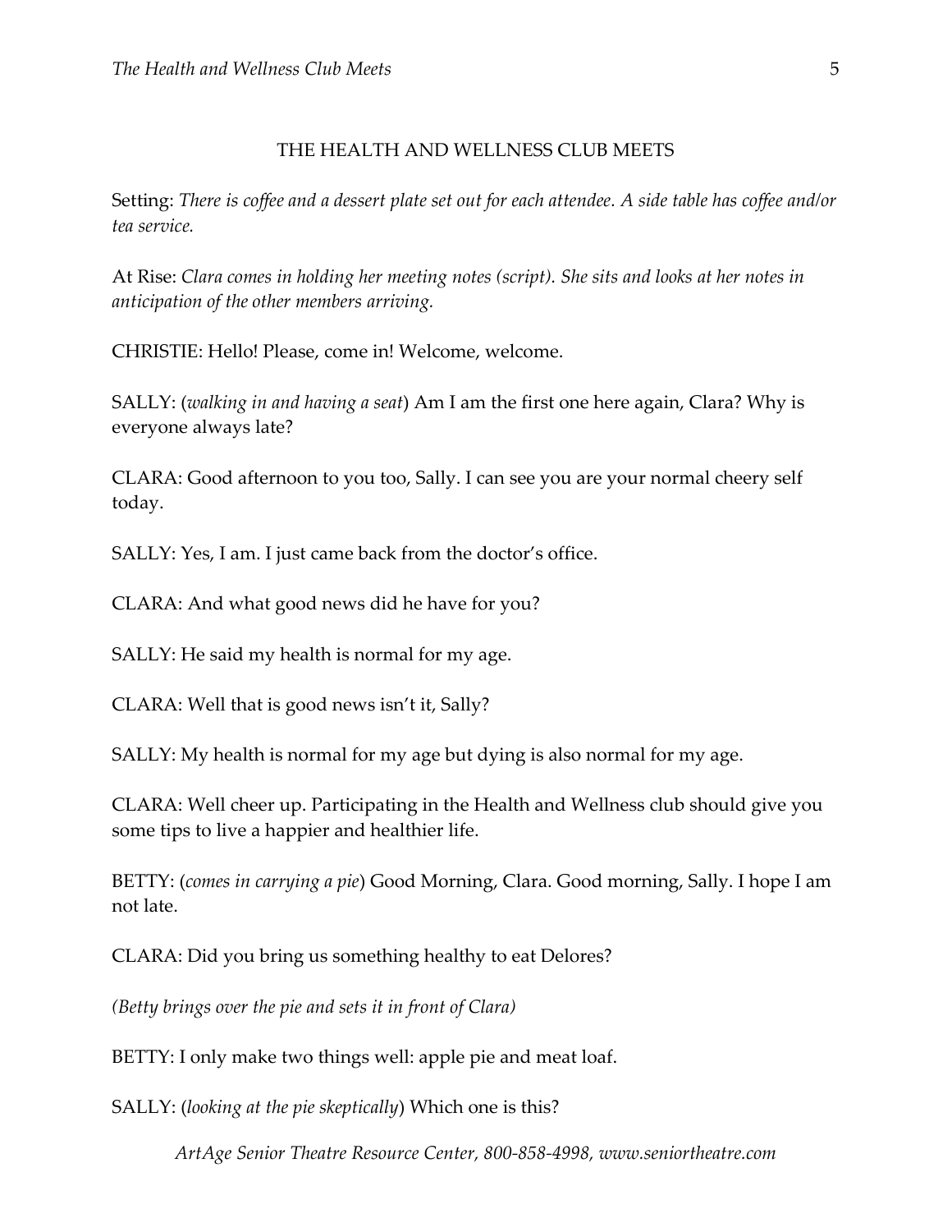## THE HEALTH AND WELLNESS CLUB MEETS

Setting: *There is coffee and a dessert plate set out for each attendee. A side table has coffee and/or tea service.*

At Rise: *Clara comes in holding her meeting notes (script). She sits and looks at her notes in anticipation of the other members arriving.*

CHRISTIE: Hello! Please, come in! Welcome, welcome.

SALLY: (*walking in and having a seat*) Am I am the first one here again, Clara? Why is everyone always late?

CLARA: Good afternoon to you too, Sally. I can see you are your normal cheery self today.

SALLY: Yes, I am. I just came back from the doctor's office.

CLARA: And what good news did he have for you?

SALLY: He said my health is normal for my age.

CLARA: Well that is good news isn't it, Sally?

SALLY: My health is normal for my age but dying is also normal for my age.

CLARA: Well cheer up. Participating in the Health and Wellness club should give you some tips to live a happier and healthier life.

BETTY: (*comes in carrying a pie*) Good Morning, Clara. Good morning, Sally. I hope I am not late.

CLARA: Did you bring us something healthy to eat Delores?

*(Betty brings over the pie and sets it in front of Clara)*

BETTY: I only make two things well: apple pie and meat loaf.

SALLY: (*looking at the pie skeptically*) Which one is this?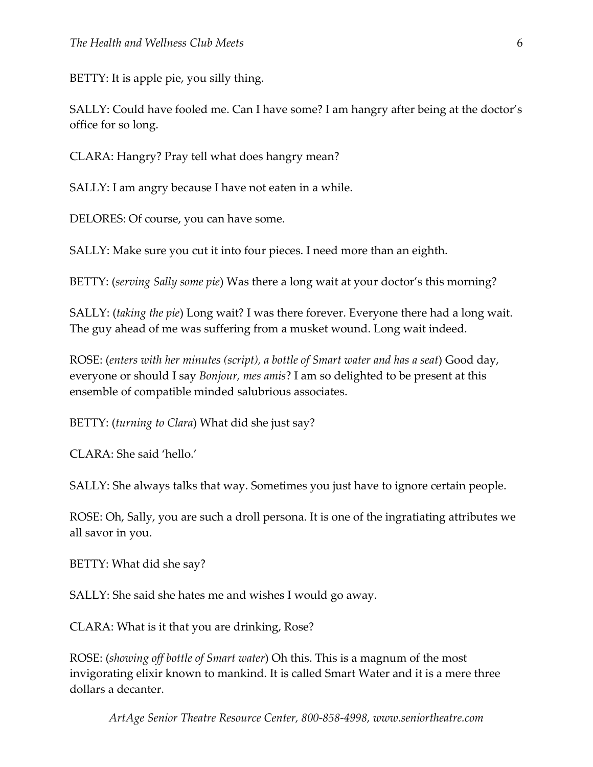BETTY: It is apple pie, you silly thing.

SALLY: Could have fooled me. Can I have some? I am hangry after being at the doctor's office for so long.

CLARA: Hangry? Pray tell what does hangry mean?

SALLY: I am angry because I have not eaten in a while.

DELORES: Of course, you can have some.

SALLY: Make sure you cut it into four pieces. I need more than an eighth.

BETTY: (*serving Sally some pie*) Was there a long wait at your doctor's this morning?

SALLY: (*taking the pie*) Long wait? I was there forever. Everyone there had a long wait. The guy ahead of me was suffering from a musket wound. Long wait indeed.

ROSE: (*enters with her minutes (script), a bottle of Smart water and has a seat*) Good day, everyone or should I say *Bonjour, mes amis*? I am so delighted to be present at this ensemble of compatible minded salubrious associates.

BETTY: (*turning to Clara*) What did she just say?

CLARA: She said 'hello.'

SALLY: She always talks that way. Sometimes you just have to ignore certain people.

ROSE: Oh, Sally, you are such a droll persona. It is one of the ingratiating attributes we all savor in you.

BETTY: What did she say?

SALLY: She said she hates me and wishes I would go away.

CLARA: What is it that you are drinking, Rose?

ROSE: (*showing off bottle of Smart water*) Oh this. This is a magnum of the most invigorating elixir known to mankind. It is called Smart Water and it is a mere three dollars a decanter.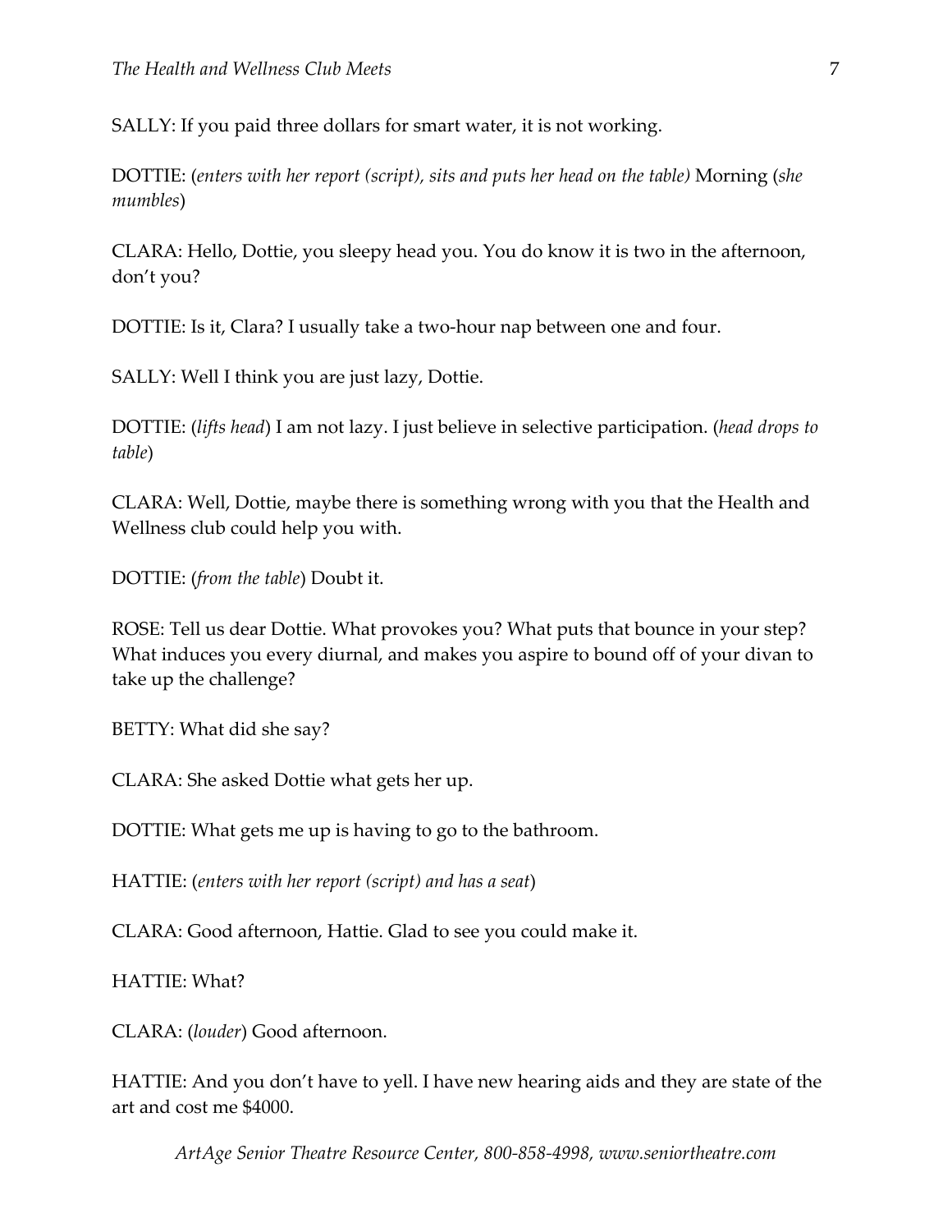SALLY: If you paid three dollars for smart water, it is not working.

DOTTIE: (*enters with her report (script), sits and puts her head on the table)* Morning (*she mumbles*)

CLARA: Hello, Dottie, you sleepy head you. You do know it is two in the afternoon, don't you?

DOTTIE: Is it, Clara? I usually take a two-hour nap between one and four.

SALLY: Well I think you are just lazy, Dottie.

DOTTIE: (*lifts head*) I am not lazy. I just believe in selective participation. (*head drops to table*)

CLARA: Well, Dottie, maybe there is something wrong with you that the Health and Wellness club could help you with.

DOTTIE: (*from the table*) Doubt it.

ROSE: Tell us dear Dottie. What provokes you? What puts that bounce in your step? What induces you every diurnal, and makes you aspire to bound off of your divan to take up the challenge?

BETTY: What did she say?

CLARA: She asked Dottie what gets her up.

DOTTIE: What gets me up is having to go to the bathroom.

HATTIE: (*enters with her report (script) and has a seat*)

CLARA: Good afternoon, Hattie. Glad to see you could make it.

HATTIE: What?

CLARA: (*louder*) Good afternoon.

HATTIE: And you don't have to yell. I have new hearing aids and they are state of the art and cost me $4000.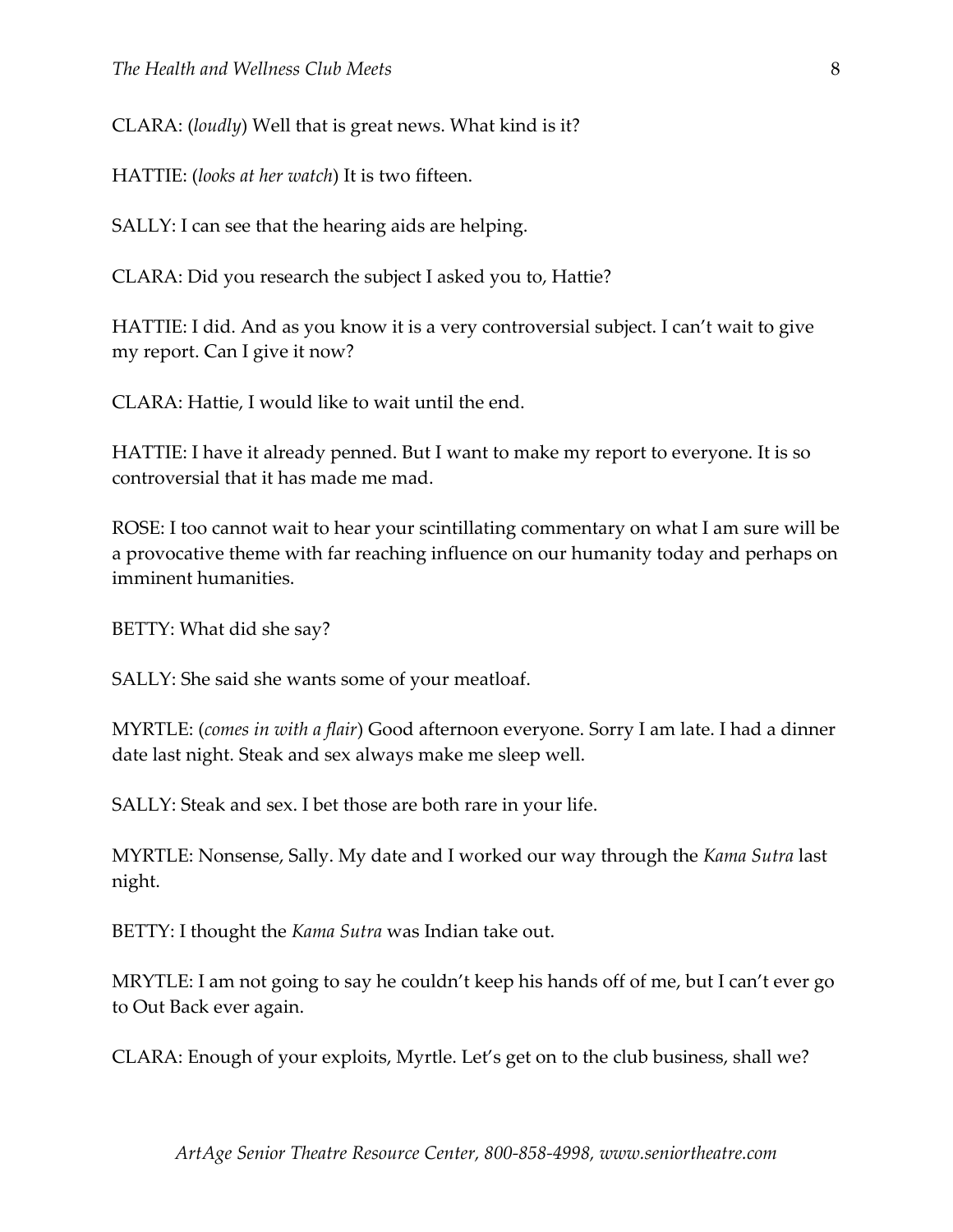CLARA: (*loudly*) Well that is great news. What kind is it?

HATTIE: (*looks at her watch*) It is two fifteen.

SALLY: I can see that the hearing aids are helping.

CLARA: Did you research the subject I asked you to, Hattie?

HATTIE: I did. And as you know it is a very controversial subject. I can't wait to give my report. Can I give it now?

CLARA: Hattie, I would like to wait until the end.

HATTIE: I have it already penned. But I want to make my report to everyone. It is so controversial that it has made me mad.

ROSE: I too cannot wait to hear your scintillating commentary on what I am sure will be a provocative theme with far reaching influence on our humanity today and perhaps on imminent humanities.

BETTY: What did she say?

SALLY: She said she wants some of your meatloaf.

MYRTLE: (*comes in with a flair*) Good afternoon everyone. Sorry I am late. I had a dinner date last night. Steak and sex always make me sleep well.

SALLY: Steak and sex. I bet those are both rare in your life.

MYRTLE: Nonsense, Sally. My date and I worked our way through the *Kama Sutra* last night.

BETTY: I thought the *Kama Sutra* was Indian take out.

MRYTLE: I am not going to say he couldn't keep his hands off of me, but I can't ever go to Out Back ever again.

CLARA: Enough of your exploits, Myrtle. Let's get on to the club business, shall we?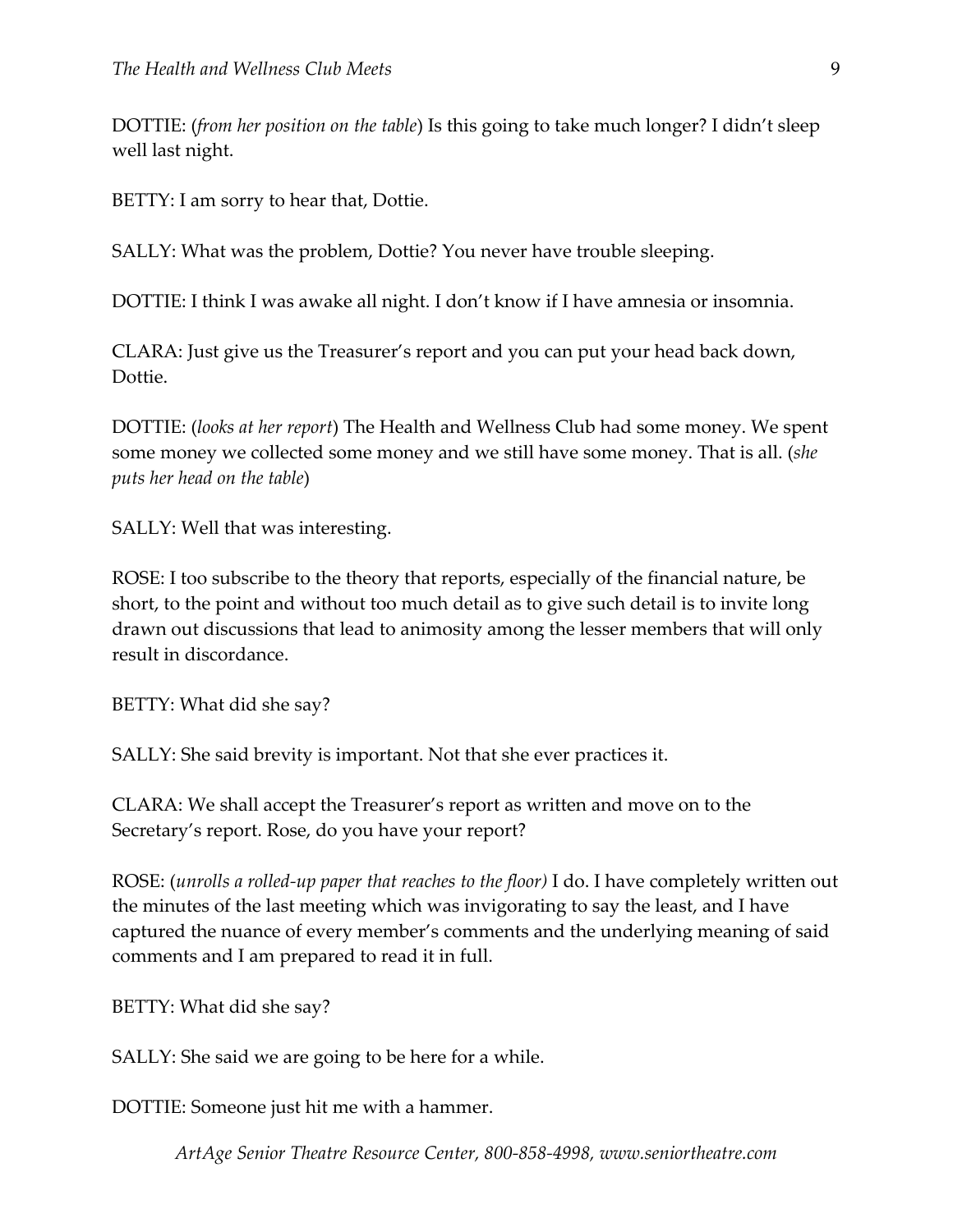DOTTIE: (*from her position on the table*) Is this going to take much longer? I didn't sleep well last night.

BETTY: I am sorry to hear that, Dottie.

SALLY: What was the problem, Dottie? You never have trouble sleeping.

DOTTIE: I think I was awake all night. I don't know if I have amnesia or insomnia.

CLARA: Just give us the Treasurer's report and you can put your head back down, Dottie.

DOTTIE: (*looks at her report*) The Health and Wellness Club had some money. We spent some money we collected some money and we still have some money. That is all. (*she puts her head on the table*)

SALLY: Well that was interesting.

ROSE: I too subscribe to the theory that reports, especially of the financial nature, be short, to the point and without too much detail as to give such detail is to invite long drawn out discussions that lead to animosity among the lesser members that will only result in discordance.

BETTY: What did she say?

SALLY: She said brevity is important. Not that she ever practices it.

CLARA: We shall accept the Treasurer's report as written and move on to the Secretary's report. Rose, do you have your report?

ROSE: (*unrolls a rolled-up paper that reaches to the floor)* I do. I have completely written out the minutes of the last meeting which was invigorating to say the least, and I have captured the nuance of every member's comments and the underlying meaning of said comments and I am prepared to read it in full.

BETTY: What did she say?

SALLY: She said we are going to be here for a while.

DOTTIE: Someone just hit me with a hammer.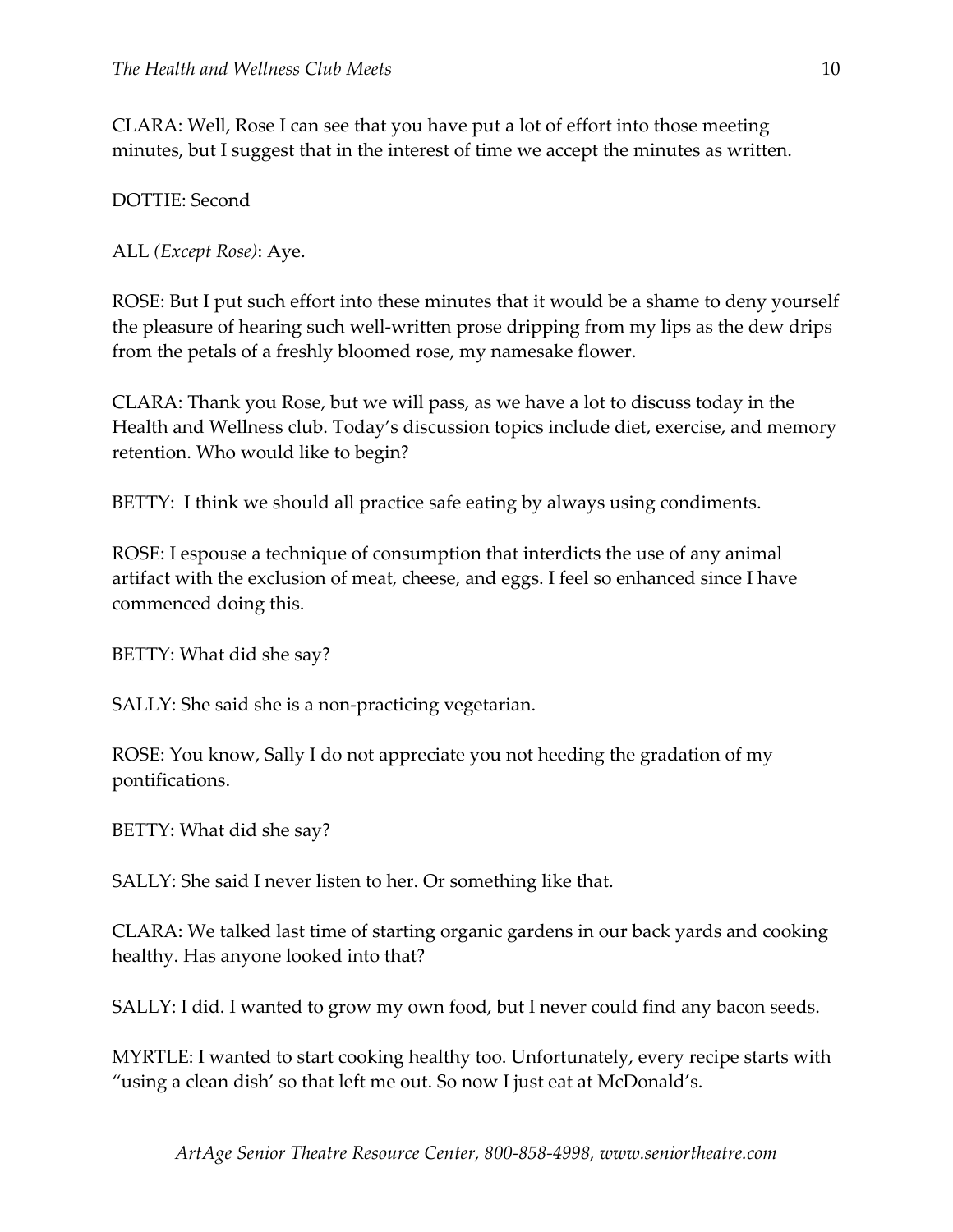CLARA: Well, Rose I can see that you have put a lot of effort into those meeting minutes, but I suggest that in the interest of time we accept the minutes as written.

DOTTIE: Second

ALL *(Except Rose)*: Aye.

ROSE: But I put such effort into these minutes that it would be a shame to deny yourself the pleasure of hearing such well-written prose dripping from my lips as the dew drips from the petals of a freshly bloomed rose, my namesake flower.

CLARA: Thank you Rose, but we will pass, as we have a lot to discuss today in the Health and Wellness club. Today's discussion topics include diet, exercise, and memory retention. Who would like to begin?

BETTY: I think we should all practice safe eating by always using condiments.

ROSE: I espouse a technique of consumption that interdicts the use of any animal artifact with the exclusion of meat, cheese, and eggs. I feel so enhanced since I have commenced doing this.

BETTY: What did she say?

SALLY: She said she is a non-practicing vegetarian.

ROSE: You know, Sally I do not appreciate you not heeding the gradation of my pontifications.

BETTY: What did she say?

SALLY: She said I never listen to her. Or something like that.

CLARA: We talked last time of starting organic gardens in our back yards and cooking healthy. Has anyone looked into that?

SALLY: I did. I wanted to grow my own food, but I never could find any bacon seeds.

MYRTLE: I wanted to start cooking healthy too. Unfortunately, every recipe starts with "using a clean dish' so that left me out. So now I just eat at McDonald's.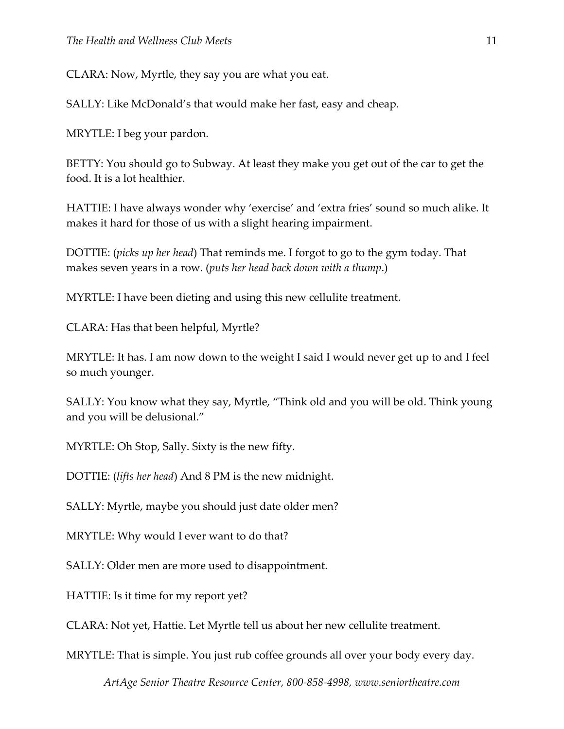CLARA: Now, Myrtle, they say you are what you eat.

SALLY: Like McDonald's that would make her fast, easy and cheap.

MRYTLE: I beg your pardon.

BETTY: You should go to Subway. At least they make you get out of the car to get the food. It is a lot healthier.

HATTIE: I have always wonder why 'exercise' and 'extra fries' sound so much alike. It makes it hard for those of us with a slight hearing impairment.

DOTTIE: (*picks up her head*) That reminds me. I forgot to go to the gym today. That makes seven years in a row. (*puts her head back down with a thump*.)

MYRTLE: I have been dieting and using this new cellulite treatment.

CLARA: Has that been helpful, Myrtle?

MRYTLE: It has. I am now down to the weight I said I would never get up to and I feel so much younger.

SALLY: You know what they say, Myrtle, "Think old and you will be old. Think young and you will be delusional."

MYRTLE: Oh Stop, Sally. Sixty is the new fifty.

DOTTIE: (*lifts her head*) And 8 PM is the new midnight.

SALLY: Myrtle, maybe you should just date older men?

MRYTLE: Why would I ever want to do that?

SALLY: Older men are more used to disappointment.

HATTIE: Is it time for my report yet?

CLARA: Not yet, Hattie. Let Myrtle tell us about her new cellulite treatment.

MRYTLE: That is simple. You just rub coffee grounds all over your body every day.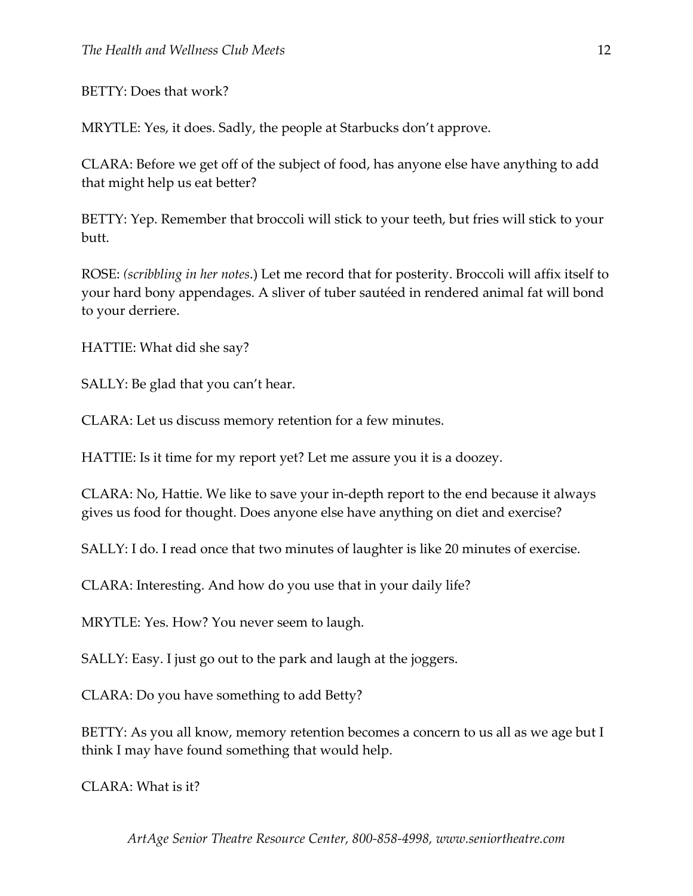BETTY: Does that work?

MRYTLE: Yes, it does. Sadly, the people at Starbucks don't approve.

CLARA: Before we get off of the subject of food, has anyone else have anything to add that might help us eat better?

BETTY: Yep. Remember that broccoli will stick to your teeth, but fries will stick to your butt.

ROSE: *(scribbling in her notes*.) Let me record that for posterity. Broccoli will affix itself to your hard bony appendages. A sliver of tuber sautéed in rendered animal fat will bond to your derriere.

HATTIE: What did she say?

SALLY: Be glad that you can't hear.

CLARA: Let us discuss memory retention for a few minutes.

HATTIE: Is it time for my report yet? Let me assure you it is a doozey.

CLARA: No, Hattie. We like to save your in-depth report to the end because it always gives us food for thought. Does anyone else have anything on diet and exercise?

SALLY: I do. I read once that two minutes of laughter is like 20 minutes of exercise.

CLARA: Interesting. And how do you use that in your daily life?

MRYTLE: Yes. How? You never seem to laugh.

SALLY: Easy. I just go out to the park and laugh at the joggers.

CLARA: Do you have something to add Betty?

BETTY: As you all know, memory retention becomes a concern to us all as we age but I think I may have found something that would help.

CLARA: What is it?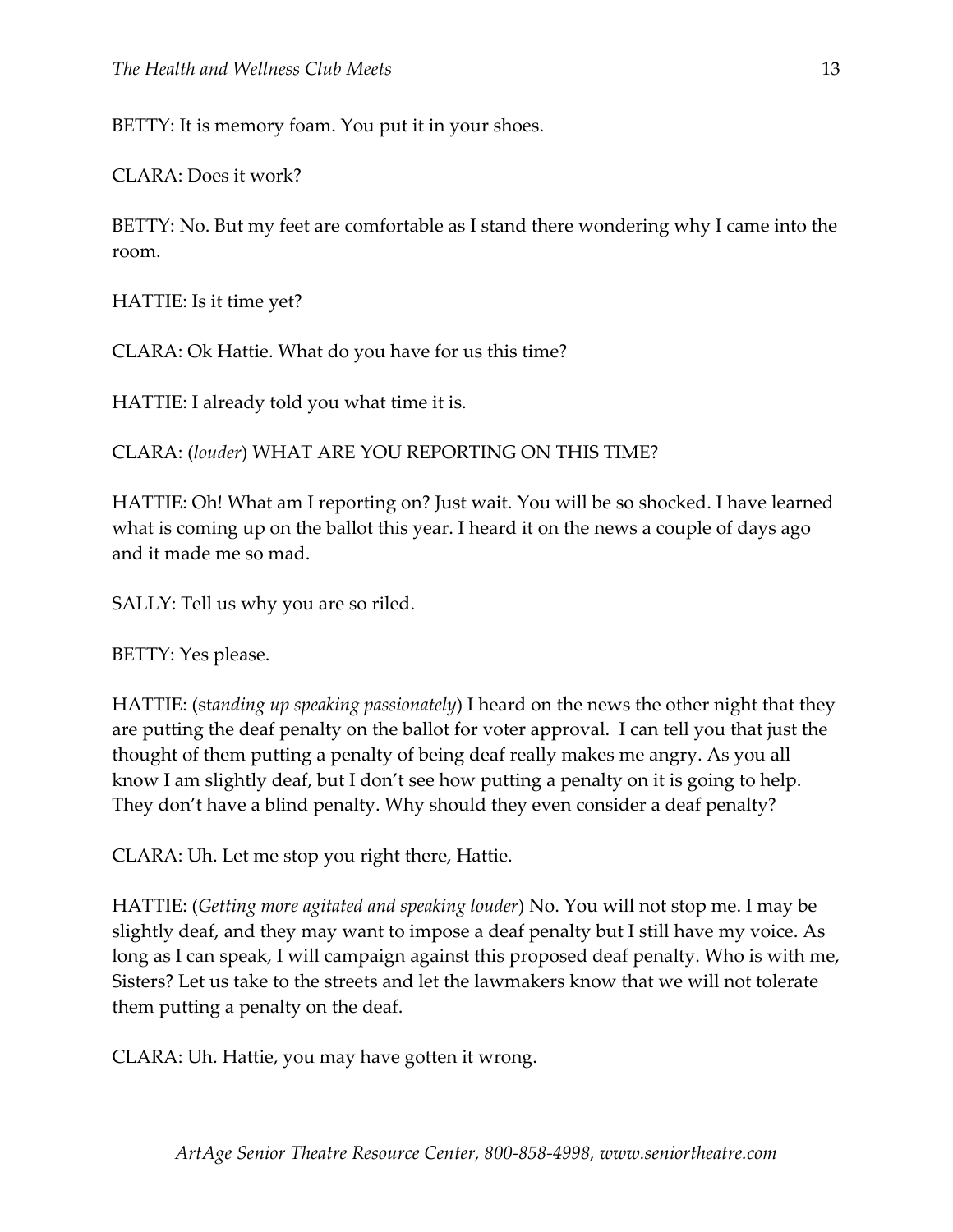BETTY: It is memory foam. You put it in your shoes.

CLARA: Does it work?

BETTY: No. But my feet are comfortable as I stand there wondering why I came into the room.

HATTIE: Is it time yet?

CLARA: Ok Hattie. What do you have for us this time?

HATTIE: I already told you what time it is.

CLARA: (*louder*) WHAT ARE YOU REPORTING ON THIS TIME?

HATTIE: Oh! What am I reporting on? Just wait. You will be so shocked. I have learned what is coming up on the ballot this year. I heard it on the news a couple of days ago and it made me so mad.

SALLY: Tell us why you are so riled.

BETTY: Yes please.

HATTIE: (st*anding up speaking passionately*) I heard on the news the other night that they are putting the deaf penalty on the ballot for voter approval. I can tell you that just the thought of them putting a penalty of being deaf really makes me angry. As you all know I am slightly deaf, but I don't see how putting a penalty on it is going to help. They don't have a blind penalty. Why should they even consider a deaf penalty?

CLARA: Uh. Let me stop you right there, Hattie.

HATTIE: (*Getting more agitated and speaking louder*) No. You will not stop me. I may be slightly deaf, and they may want to impose a deaf penalty but I still have my voice. As long as I can speak, I will campaign against this proposed deaf penalty. Who is with me, Sisters? Let us take to the streets and let the lawmakers know that we will not tolerate them putting a penalty on the deaf.

CLARA: Uh. Hattie, you may have gotten it wrong.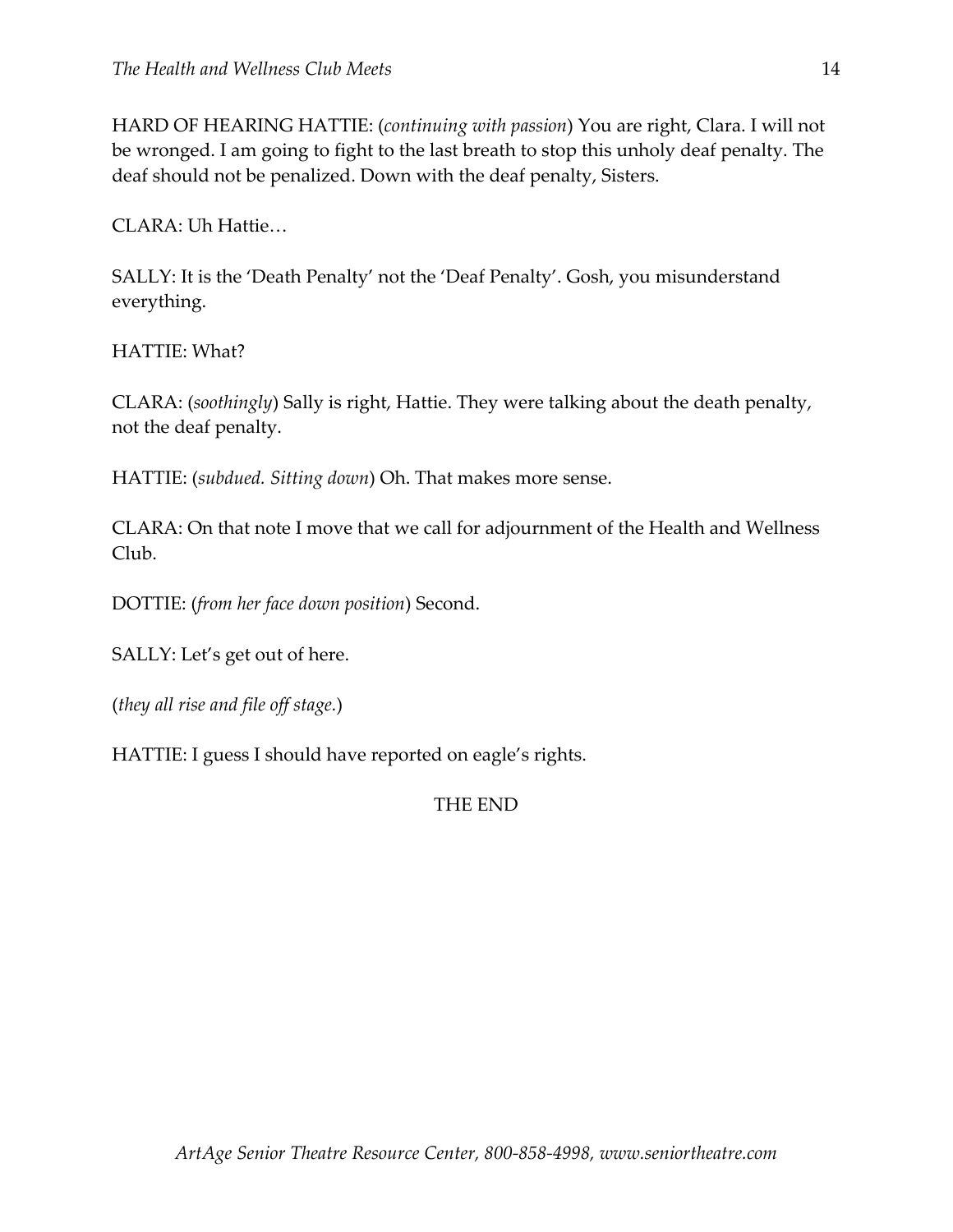HARD OF HEARING HATTIE: (*continuing with passion*) You are right, Clara. I will not be wronged. I am going to fight to the last breath to stop this unholy deaf penalty. The deaf should not be penalized. Down with the deaf penalty, Sisters.

CLARA: Uh Hattie…

SALLY: It is the 'Death Penalty' not the 'Deaf Penalty'. Gosh, you misunderstand everything.

HATTIE: What?

CLARA: (*soothingly*) Sally is right, Hattie. They were talking about the death penalty, not the deaf penalty.

HATTIE: (*subdued. Sitting down*) Oh. That makes more sense.

CLARA: On that note I move that we call for adjournment of the Health and Wellness Club.

DOTTIE: (*from her face down position*) Second.

SALLY: Let's get out of here.

(*they all rise and file off stage.*)

HATTIE: I guess I should have reported on eagle's rights.

THE END